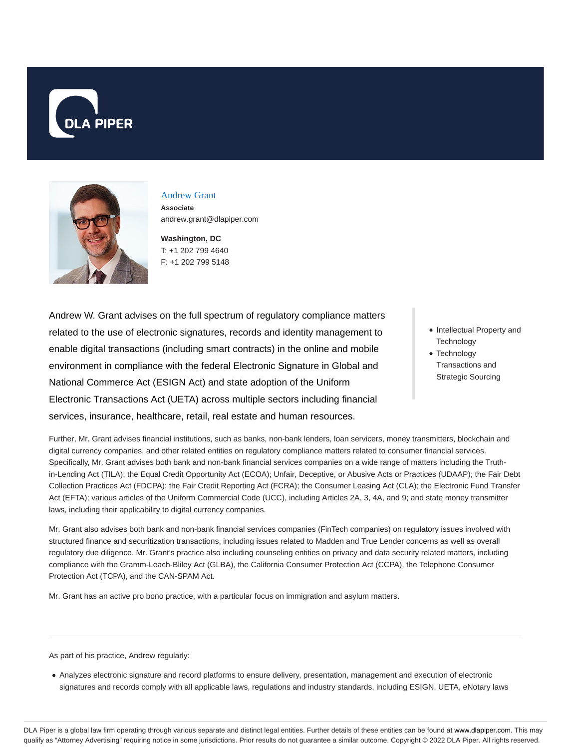# Andrew Grant

**Associate**

andrew.grant@dlapiper.com

**Washington, DC**

T: +1 202 799 4640

F: +1 202 799 5148

Andrew W. Grant advises on the full spectrum of regulatory compliance matters related to the use of electronic signatures, records and identity management to enable digital transactions (including smart contracts) in the online and mobile environment in compliance with the federal Electronic Signature in Global and National Commerce Act (ESIGN Act) and state adoption of the Uniform Electronic Transactions Act (UETA) across multiple sectors including financial services, insurance, healthcare, retail, real estate and human resources.

- Intellectual Property and Technology
- Technology Transactions and Strategic Sourcing

Further, Mr. Grant advises financial institutions, such as banks, non-bank lenders, loan servicers, money transmitters, blockchain and digital currency companies, and other related entities on regulatory compliance matters related to consumer financial services. Specifically, Mr. Grant advises both bank and non-bank financial services companies on a wide range of matters including the Truth-in-Lending Act (TILA); the Equal Credit Opportunity Act (ECOA); Unfair, Deceptive, or Abusive Acts or Practices (UDAAP); the Fair Debt Collection Practices Act (FDCPA); the Fair Credit Reporting Act (FCRA); the Consumer Leasing Act (CLA); the Electronic Fund Transfer Act (EFTA); various articles of the Uniform Commercial Code (UCC), including Articles 2A, 3, 4A, and 9; and state money transmitter laws, including their applicability to digital currency companies.

Mr. Grant also advises both bank and non-bank financial services companies (FinTech companies) on regulatory issues involved with structured finance and securitization transactions, including issues related to Madden and True Lender concerns as well as overall regulatory due diligence. Mr. Grant's practice also including counseling entities on privacy and data security related matters, including compliance with the Gramm-Leach-Bliley Act (GLBA), the California Consumer Protection Act (CCPA), the Telephone Consumer Protection Act (TCPA), and the CAN-SPAM Act.

Mr. Grant has an active pro bono practice, with a particular focus on immigration and asylum matters.

---

As part of his practice, Andrew regularly:

- Analyzes electronic signature and record platforms to ensure delivery, presentation, management and execution of electronic signatures and records comply with all applicable laws, regulations and industry standards, including ESIGN, UETA, eNotary laws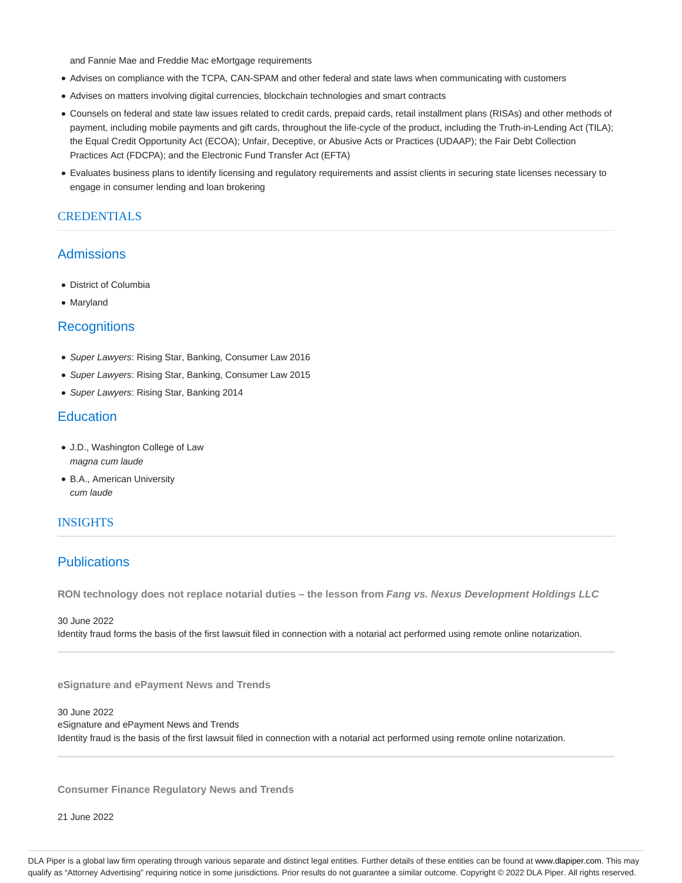and Fannie Mae and Freddie Mac eMortgage requirements

- Advises on compliance with the TCPA, CAN-SPAM and other federal and state laws when communicating with customers
- Advises on matters involving digital currencies, blockchain technologies and smart contracts
- Counsels on federal and state law issues related to credit cards, prepaid cards, retail installment plans (RISAs) and other methods of payment, including mobile payments and gift cards, throughout the life-cycle of the product, including the Truth-in-Lending Act (TILA); the Equal Credit Opportunity Act (ECOA); Unfair, Deceptive, or Abusive Acts or Practices (UDAAP); the Fair Debt Collection Practices Act (FDCPA); and the Electronic Fund Transfer Act (EFTA)
- Evaluates business plans to identify licensing and regulatory requirements and assist clients in securing state licenses necessary to engage in consumer lending and loan brokering

## CREDENTIALS

### Admissions

- District of Columbia
- Maryland

### Recognitions

- *Super Lawyers*: Rising Star, Banking, Consumer Law 2016
- *Super Lawyers*: Rising Star, Banking, Consumer Law 2015
- *Super Lawyers*: Rising Star, Banking 2014

### Education

- J.D., Washington College of Law
  *magna cum laude*
- B.A., American University
  *cum laude*

## INSIGHTS

### Publications

**RON technology does not replace notarial duties – the lesson from *Fang vs. Nexus Development Holdings LLC***

30 June 2022
Identity fraud forms the basis of the first lawsuit filed in connection with a notarial act performed using remote online notarization.

**eSignature and ePayment News and Trends**

30 June 2022
eSignature and ePayment News and Trends
Identity fraud is the basis of the first lawsuit filed in connection with a notarial act performed using remote online notarization.

**Consumer Finance Regulatory News and Trends**

21 June 2022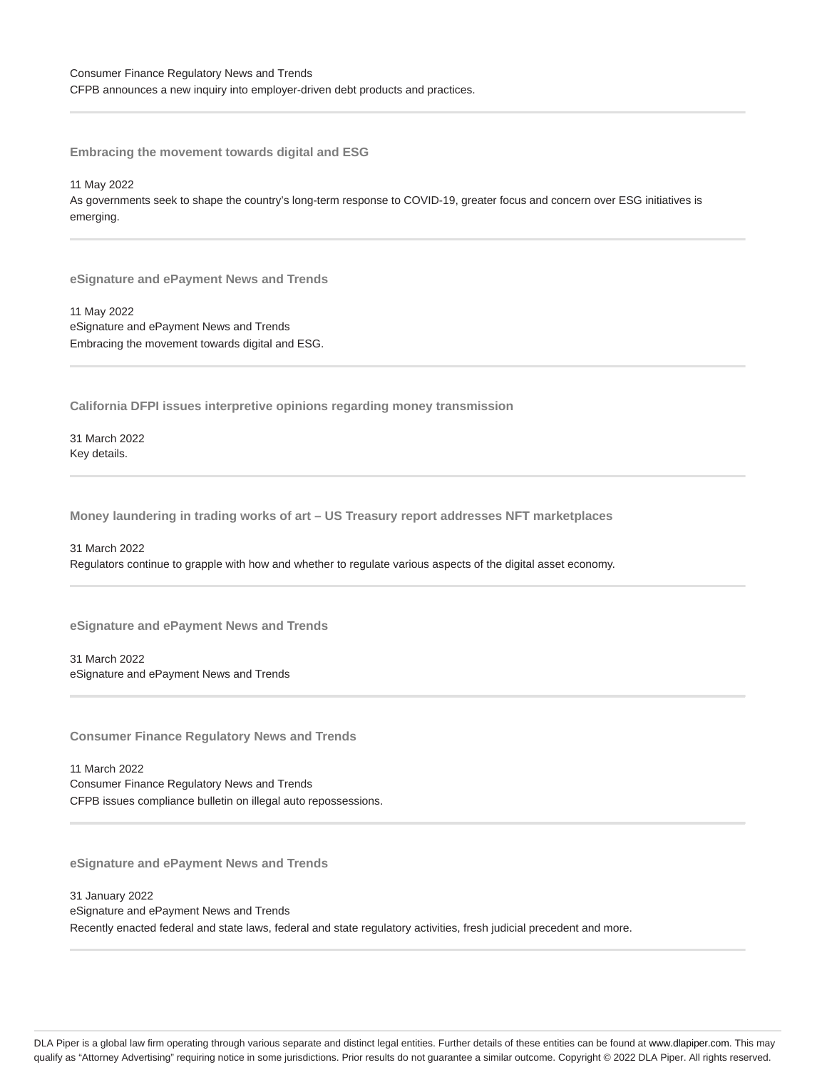Consumer Finance Regulatory News and Trends
CFPB announces a new inquiry into employer-driven debt products and practices.

---

### Embracing the movement towards digital and ESG

11 May 2022
As governments seek to shape the country's long-term response to COVID-19, greater focus and concern over ESG initiatives is emerging.

---

### eSignature and ePayment News and Trends

11 May 2022
eSignature and ePayment News and Trends
Embracing the movement towards digital and ESG.

---

### California DFPI issues interpretive opinions regarding money transmission

31 March 2022
Key details.

---

### Money laundering in trading works of art – US Treasury report addresses NFT marketplaces

31 March 2022
Regulators continue to grapple with how and whether to regulate various aspects of the digital asset economy.

---

### eSignature and ePayment News and Trends

31 March 2022
eSignature and ePayment News and Trends

---

### Consumer Finance Regulatory News and Trends

11 March 2022
Consumer Finance Regulatory News and Trends
CFPB issues compliance bulletin on illegal auto repossessions.

---

### eSignature and ePayment News and Trends

31 January 2022
eSignature and ePayment News and Trends
Recently enacted federal and state laws, federal and state regulatory activities, fresh judicial precedent and more.

---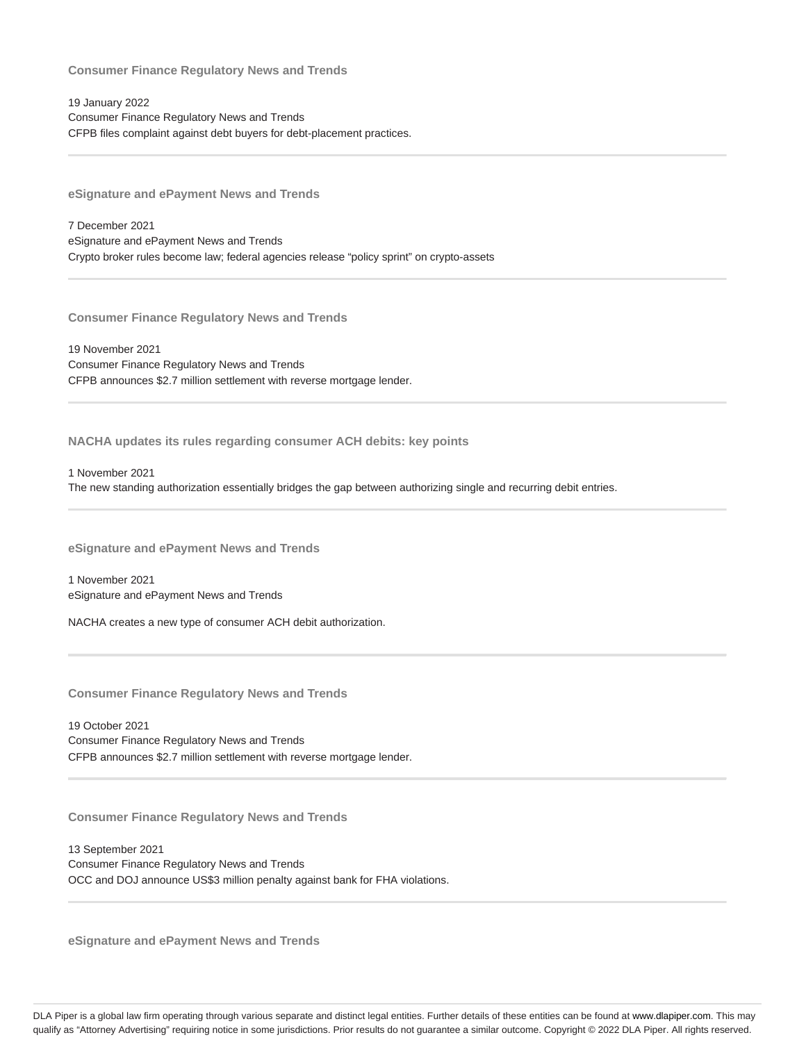### Consumer Finance Regulatory News and Trends

19 January 2022
Consumer Finance Regulatory News and Trends
CFPB files complaint against debt buyers for debt-placement practices.

---

### eSignature and ePayment News and Trends

7 December 2021
eSignature and ePayment News and Trends
Crypto broker rules become law; federal agencies release "policy sprint" on crypto-assets

---

### Consumer Finance Regulatory News and Trends

19 November 2021
Consumer Finance Regulatory News and Trends
CFPB announces $2.7 million settlement with reverse mortgage lender.

---

### NACHA updates its rules regarding consumer ACH debits: key points

1 November 2021
The new standing authorization essentially bridges the gap between authorizing single and recurring debit entries.

---

### eSignature and ePayment News and Trends

1 November 2021
eSignature and ePayment News and Trends

NACHA creates a new type of consumer ACH debit authorization.

---

### Consumer Finance Regulatory News and Trends

19 October 2021
Consumer Finance Regulatory News and Trends
CFPB announces $2.7 million settlement with reverse mortgage lender.

---

### Consumer Finance Regulatory News and Trends

13 September 2021
Consumer Finance Regulatory News and Trends
OCC and DOJ announce US$3 million penalty against bank for FHA violations.

---

### eSignature and ePayment News and Trends

DLA Piper is a global law firm operating through various separate and distinct legal entities. Further details of these entities can be found at www.dlapiper.com. This may qualify as "Attorney Advertising" requiring notice in some jurisdictions. Prior results do not guarantee a similar outcome. Copyright © 2022 DLA Piper. All rights reserved.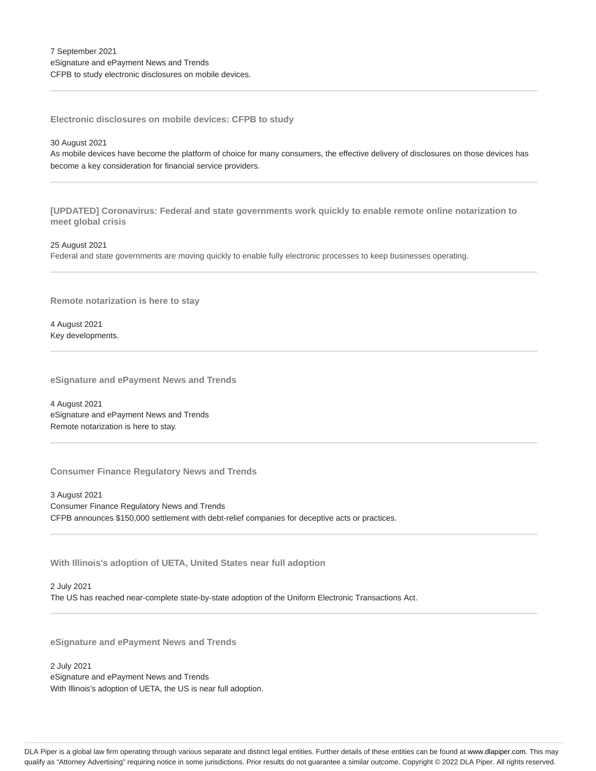7 September 2021
eSignature and ePayment News and Trends
CFPB to study electronic disclosures on mobile devices.

---

### Electronic disclosures on mobile devices: CFPB to study

30 August 2021
As mobile devices have become the platform of choice for many consumers, the effective delivery of disclosures on those devices has become a key consideration for financial service providers.

---

### [UPDATED] Coronavirus: Federal and state governments work quickly to enable remote online notarization to meet global crisis

25 August 2021
Federal and state governments are moving quickly to enable fully electronic processes to keep businesses operating.

---

### Remote notarization is here to stay

4 August 2021
Key developments.

---

### eSignature and ePayment News and Trends

4 August 2021
eSignature and ePayment News and Trends
Remote notarization is here to stay.

---

### Consumer Finance Regulatory News and Trends

3 August 2021
Consumer Finance Regulatory News and Trends
CFPB announces $150,000 settlement with debt-relief companies for deceptive acts or practices.

---

### With Illinois's adoption of UETA, United States near full adoption

2 July 2021
The US has reached near-complete state-by-state adoption of the Uniform Electronic Transactions Act.

---

### eSignature and ePayment News and Trends

2 July 2021
eSignature and ePayment News and Trends
With Illinois's adoption of UETA, the US is near full adoption.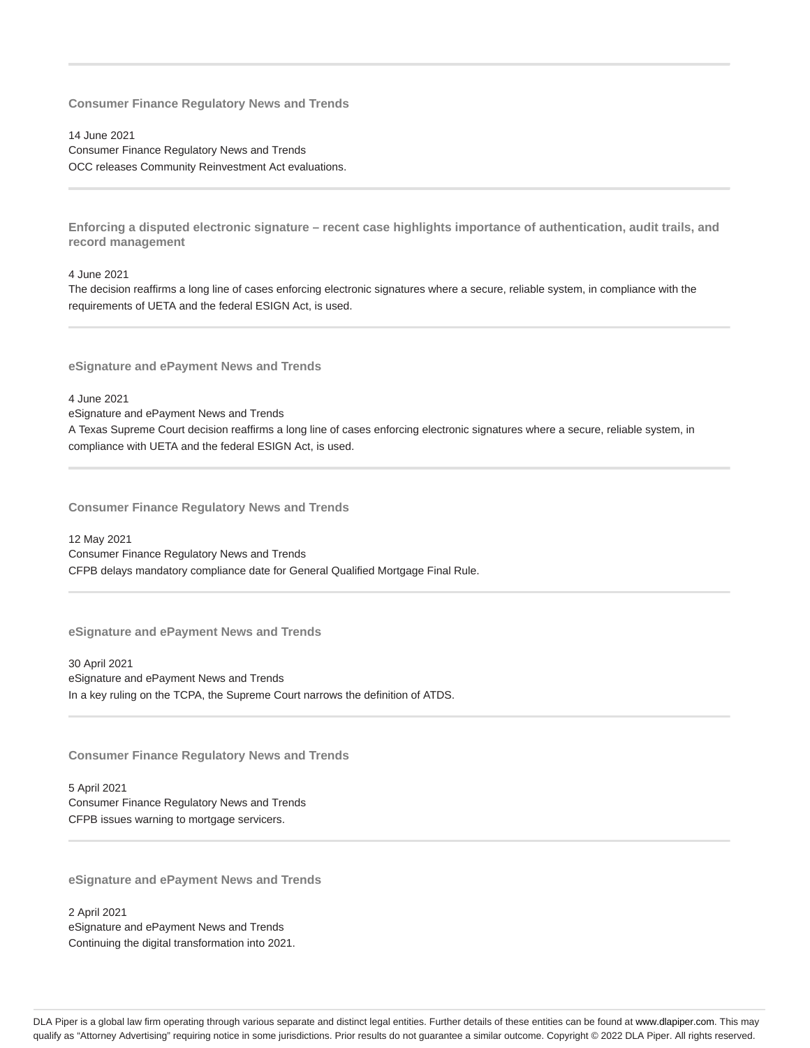### Consumer Finance Regulatory News and Trends

14 June 2021
Consumer Finance Regulatory News and Trends
OCC releases Community Reinvestment Act evaluations.

---

### Enforcing a disputed electronic signature – recent case highlights importance of authentication, audit trails, and record management

4 June 2021
The decision reaffirms a long line of cases enforcing electronic signatures where a secure, reliable system, in compliance with the requirements of UETA and the federal ESIGN Act, is used.

---

### eSignature and ePayment News and Trends

4 June 2021
eSignature and ePayment News and Trends
A Texas Supreme Court decision reaffirms a long line of cases enforcing electronic signatures where a secure, reliable system, in compliance with UETA and the federal ESIGN Act, is used.

---

### Consumer Finance Regulatory News and Trends

12 May 2021
Consumer Finance Regulatory News and Trends
CFPB delays mandatory compliance date for General Qualified Mortgage Final Rule.

---

### eSignature and ePayment News and Trends

30 April 2021
eSignature and ePayment News and Trends
In a key ruling on the TCPA, the Supreme Court narrows the definition of ATDS.

---

### Consumer Finance Regulatory News and Trends

5 April 2021
Consumer Finance Regulatory News and Trends
CFPB issues warning to mortgage servicers.

---

### eSignature and ePayment News and Trends

2 April 2021
eSignature and ePayment News and Trends
Continuing the digital transformation into 2021.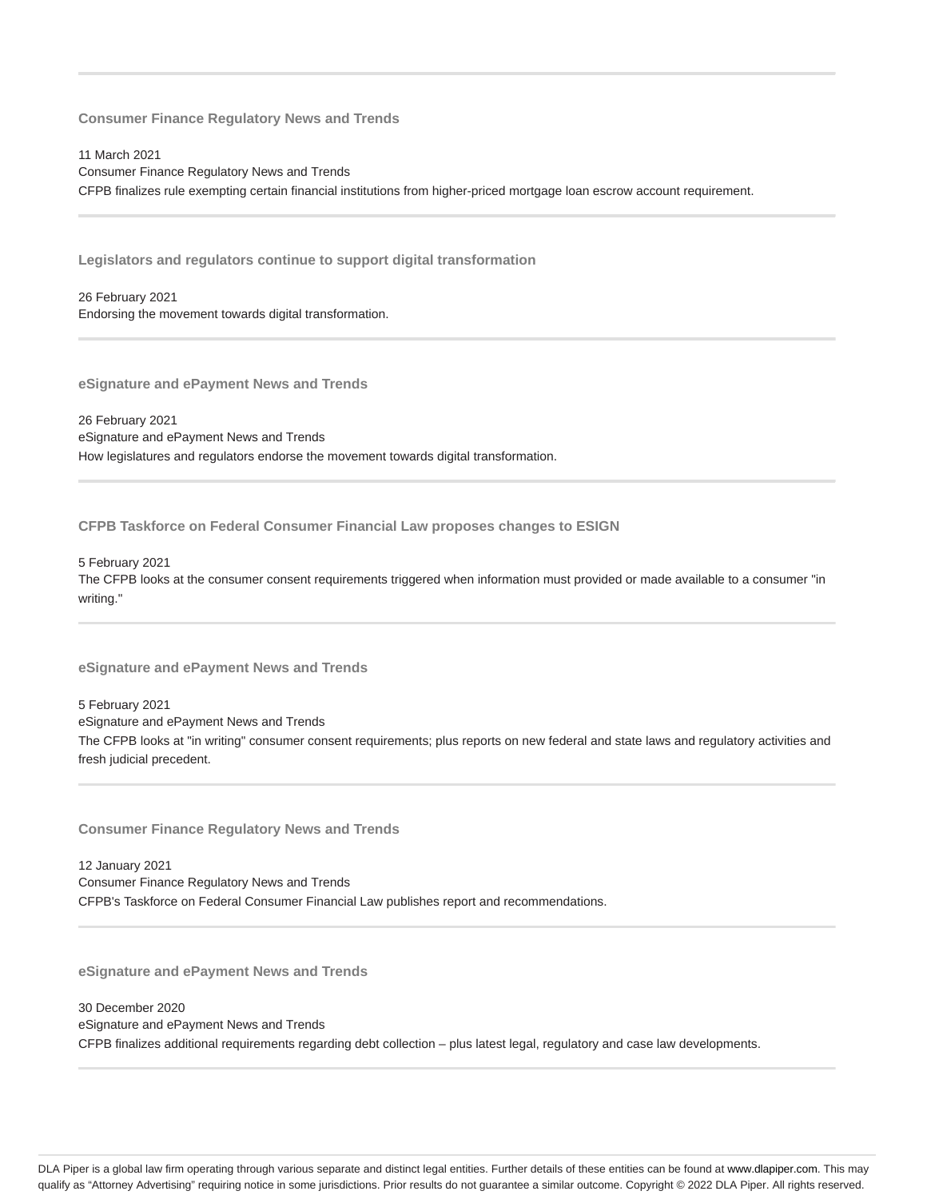---

### Consumer Finance Regulatory News and Trends

11 March 2021
Consumer Finance Regulatory News and Trends
CFPB finalizes rule exempting certain financial institutions from higher-priced mortgage loan escrow account requirement.

---

### Legislators and regulators continue to support digital transformation

26 February 2021
Endorsing the movement towards digital transformation.

---

### eSignature and ePayment News and Trends

26 February 2021
eSignature and ePayment News and Trends
How legislatures and regulators endorse the movement towards digital transformation.

---

### CFPB Taskforce on Federal Consumer Financial Law proposes changes to ESIGN

5 February 2021
The CFPB looks at the consumer consent requirements triggered when information must provided or made available to a consumer "in writing."

---

### eSignature and ePayment News and Trends

5 February 2021
eSignature and ePayment News and Trends
The CFPB looks at "in writing" consumer consent requirements; plus reports on new federal and state laws and regulatory activities and fresh judicial precedent.

---

### Consumer Finance Regulatory News and Trends

12 January 2021
Consumer Finance Regulatory News and Trends
CFPB's Taskforce on Federal Consumer Financial Law publishes report and recommendations.

---

### eSignature and ePayment News and Trends

30 December 2020
eSignature and ePayment News and Trends
CFPB finalizes additional requirements regarding debt collection – plus latest legal, regulatory and case law developments.

---

DLA Piper is a global law firm operating through various separate and distinct legal entities. Further details of these entities can be found at www.dlapiper.com. This may qualify as "Attorney Advertising" requiring notice in some jurisdictions. Prior results do not guarantee a similar outcome. Copyright © 2022 DLA Piper. All rights reserved.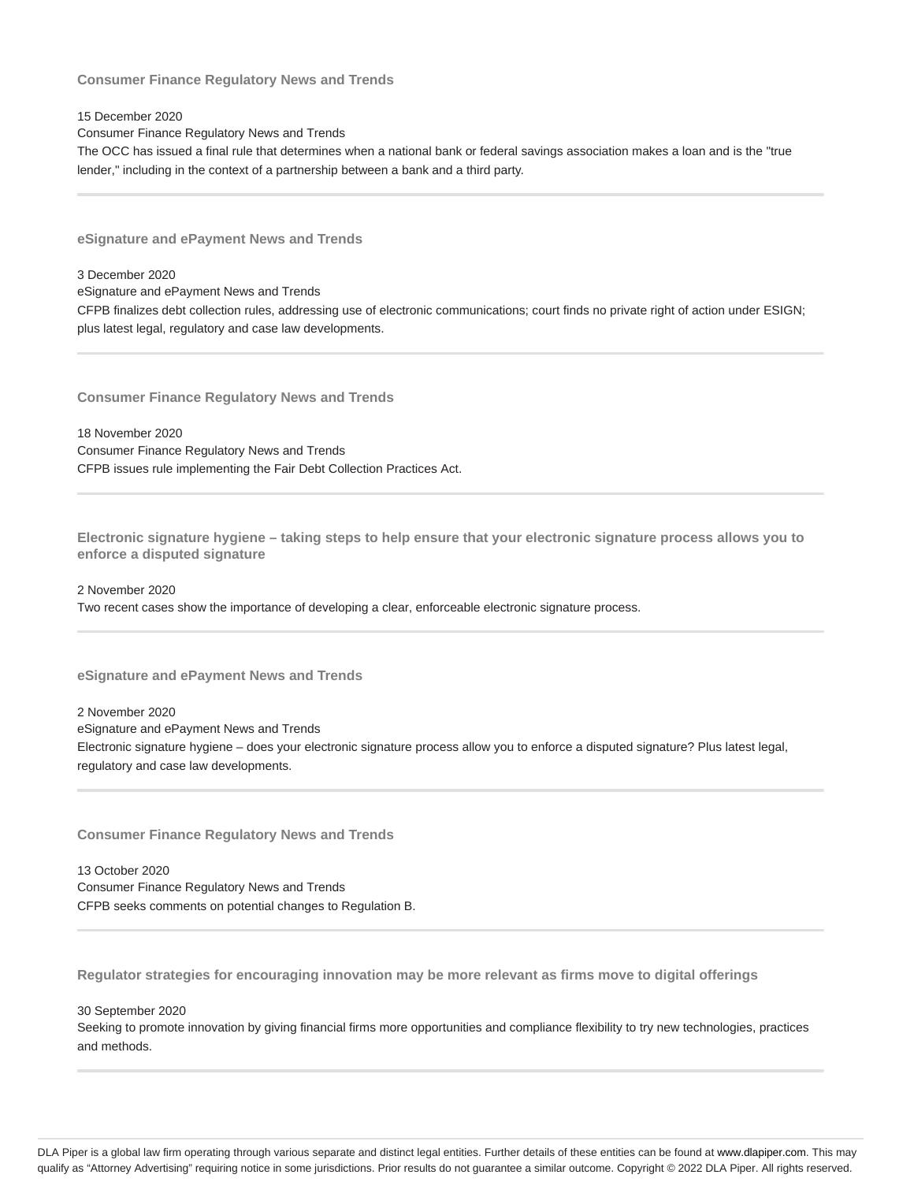### Consumer Finance Regulatory News and Trends

15 December 2020
Consumer Finance Regulatory News and Trends
The OCC has issued a final rule that determines when a national bank or federal savings association makes a loan and is the "true lender," including in the context of a partnership between a bank and a third party.

---

### eSignature and ePayment News and Trends

3 December 2020
eSignature and ePayment News and Trends
CFPB finalizes debt collection rules, addressing use of electronic communications; court finds no private right of action under ESIGN; plus latest legal, regulatory and case law developments.

---

### Consumer Finance Regulatory News and Trends

18 November 2020
Consumer Finance Regulatory News and Trends
CFPB issues rule implementing the Fair Debt Collection Practices Act.

---

### Electronic signature hygiene – taking steps to help ensure that your electronic signature process allows you to enforce a disputed signature

2 November 2020
Two recent cases show the importance of developing a clear, enforceable electronic signature process.

---

### eSignature and ePayment News and Trends

2 November 2020
eSignature and ePayment News and Trends
Electronic signature hygiene – does your electronic signature process allow you to enforce a disputed signature? Plus latest legal, regulatory and case law developments.

---

### Consumer Finance Regulatory News and Trends

13 October 2020
Consumer Finance Regulatory News and Trends
CFPB seeks comments on potential changes to Regulation B.

---

### Regulator strategies for encouraging innovation may be more relevant as firms move to digital offerings

30 September 2020
Seeking to promote innovation by giving financial firms more opportunities and compliance flexibility to try new technologies, practices and methods.

---

DLA Piper is a global law firm operating through various separate and distinct legal entities. Further details of these entities can be found at www.dlapiper.com. This may qualify as "Attorney Advertising" requiring notice in some jurisdictions. Prior results do not guarantee a similar outcome. Copyright © 2022 DLA Piper. All rights reserved.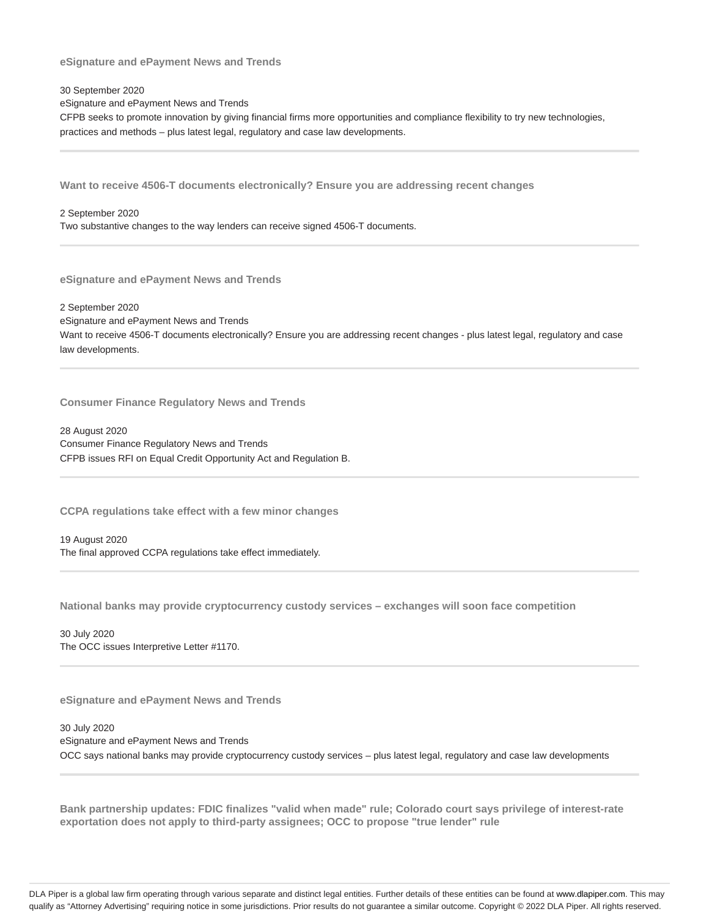**eSignature and ePayment News and Trends**

30 September 2020
eSignature and ePayment News and Trends
CFPB seeks to promote innovation by giving financial firms more opportunities and compliance flexibility to try new technologies, practices and methods – plus latest legal, regulatory and case law developments.

---

**Want to receive 4506-T documents electronically? Ensure you are addressing recent changes**

2 September 2020
Two substantive changes to the way lenders can receive signed 4506-T documents.

---

**eSignature and ePayment News and Trends**

2 September 2020
eSignature and ePayment News and Trends
Want to receive 4506-T documents electronically? Ensure you are addressing recent changes - plus latest legal, regulatory and case law developments.

---

**Consumer Finance Regulatory News and Trends**

28 August 2020
Consumer Finance Regulatory News and Trends
CFPB issues RFI on Equal Credit Opportunity Act and Regulation B.

---

**CCPA regulations take effect with a few minor changes**

19 August 2020
The final approved CCPA regulations take effect immediately.

---

**National banks may provide cryptocurrency custody services – exchanges will soon face competition**

30 July 2020
The OCC issues Interpretive Letter #1170.

---

**eSignature and ePayment News and Trends**

30 July 2020
eSignature and ePayment News and Trends
OCC says national banks may provide cryptocurrency custody services – plus latest legal, regulatory and case law developments

---

**Bank partnership updates: FDIC finalizes "valid when made" rule; Colorado court says privilege of interest-rate exportation does not apply to third-party assignees; OCC to propose "true lender" rule**

DLA Piper is a global law firm operating through various separate and distinct legal entities. Further details of these entities can be found at www.dlapiper.com. This may qualify as "Attorney Advertising" requiring notice in some jurisdictions. Prior results do not guarantee a similar outcome. Copyright © 2022 DLA Piper. All rights reserved.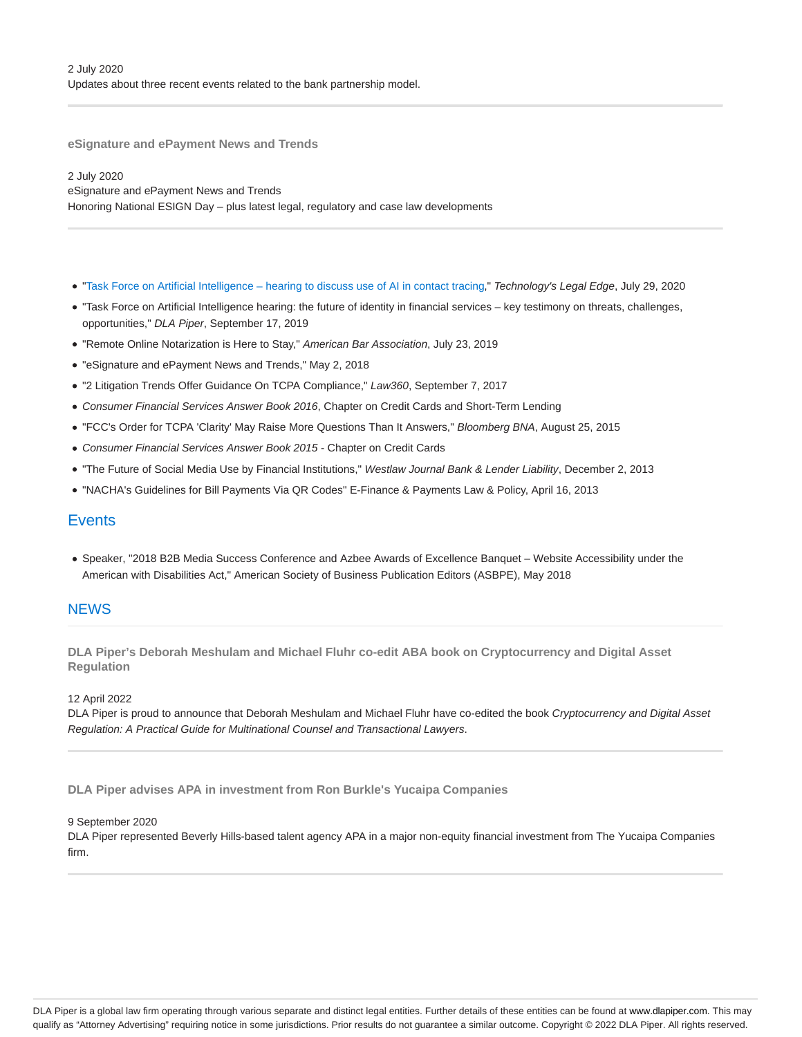2 July 2020
Updates about three recent events related to the bank partnership model.

**eSignature and ePayment News and Trends**

2 July 2020
eSignature and ePayment News and Trends
Honoring National ESIGN Day – plus latest legal, regulatory and case law developments

- "Task Force on Artificial Intelligence – hearing to discuss use of AI in contact tracing," *Technology's Legal Edge*, July 29, 2020
- "Task Force on Artificial Intelligence hearing: the future of identity in financial services – key testimony on threats, challenges, opportunities," *DLA Piper*, September 17, 2019
- "Remote Online Notarization is Here to Stay," *American Bar Association*, July 23, 2019
- "eSignature and ePayment News and Trends," May 2, 2018
- "2 Litigation Trends Offer Guidance On TCPA Compliance," *Law360*, September 7, 2017
- *Consumer Financial Services Answer Book 2016*, Chapter on Credit Cards and Short-Term Lending
- "FCC's Order for TCPA 'Clarity' May Raise More Questions Than It Answers," *Bloomberg BNA*, August 25, 2015
- *Consumer Financial Services Answer Book 2015* - Chapter on Credit Cards
- "The Future of Social Media Use by Financial Institutions," *Westlaw Journal Bank & Lender Liability*, December 2, 2013
- "NACHA's Guidelines for Bill Payments Via QR Codes" E-Finance & Payments Law & Policy, April 16, 2013

## Events

- Speaker, "2018 B2B Media Success Conference and Azbee Awards of Excellence Banquet – Website Accessibility under the American with Disabilities Act," American Society of Business Publication Editors (ASBPE), May 2018

## NEWS

**DLA Piper's Deborah Meshulam and Michael Fluhr co-edit ABA book on Cryptocurrency and Digital Asset Regulation**

12 April 2022
DLA Piper is proud to announce that Deborah Meshulam and Michael Fluhr have co-edited the book *Cryptocurrency and Digital Asset Regulation: A Practical Guide for Multinational Counsel and Transactional Lawyers*.

**DLA Piper advises APA in investment from Ron Burkle's Yucaipa Companies**

9 September 2020
DLA Piper represented Beverly Hills-based talent agency APA in a major non-equity financial investment from The Yucaipa Companies firm.